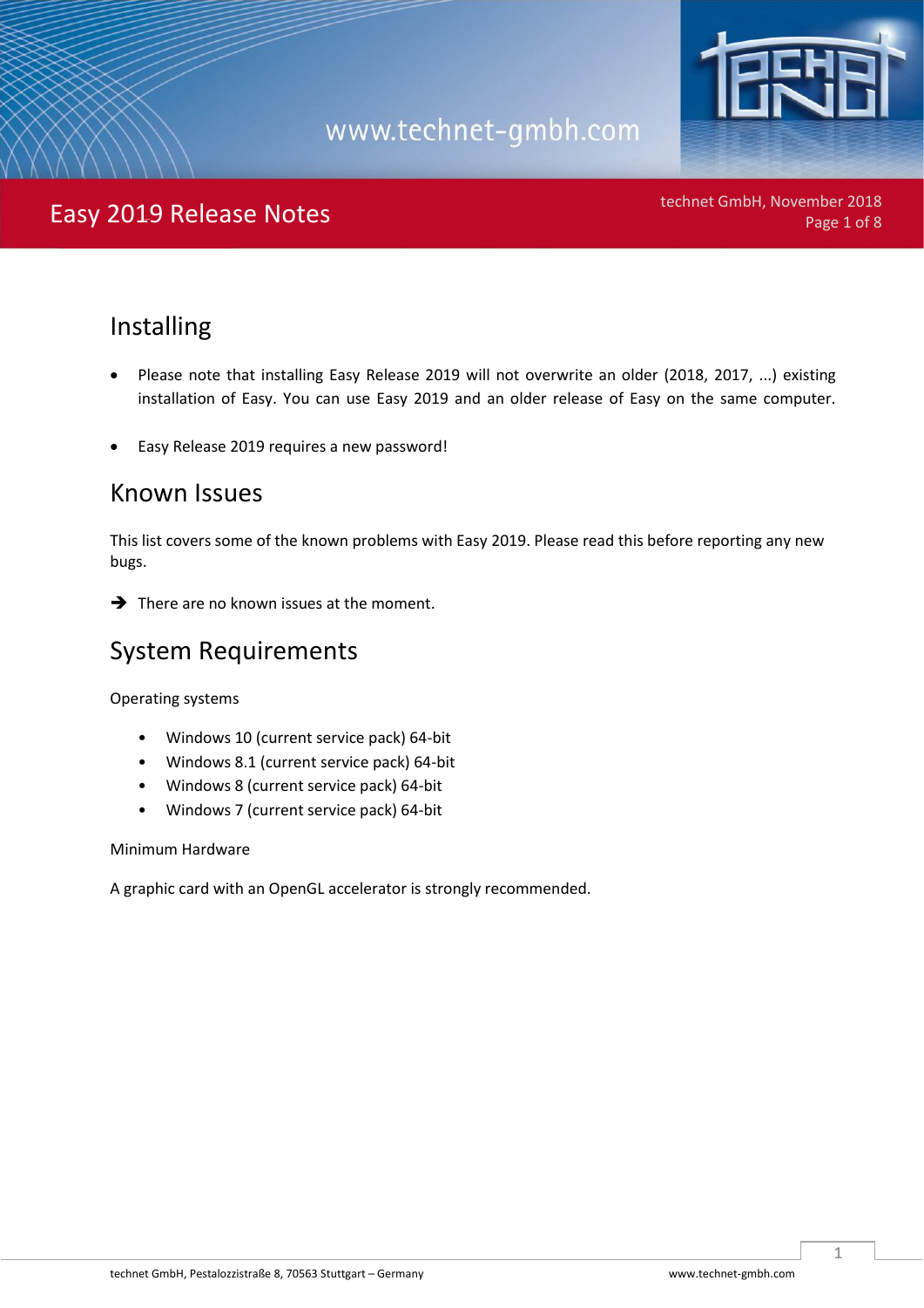# Easy 2019 Release Notes

## Installing

- Please note that installing Easy Release 2019 will not overwrite an older (2018, 2017, ...) existing installation of Easy. You can use Easy 2019 and an older release of Easy on the same computer.

- Easy Release 2019 requires a new password!

## Known Issues

This list covers some of the known problems with Easy 2019. Please read this before reporting any new bugs.

➔ There are no known issues at the moment.

## System Requirements

Operating systems

- Windows 10 (current service pack) 64-bit
- Windows 8.1 (current service pack) 64-bit
- Windows 8 (current service pack) 64-bit
- Windows 7 (current service pack) 64-bit

Minimum Hardware

A graphic card with an OpenGL accelerator is strongly recommended.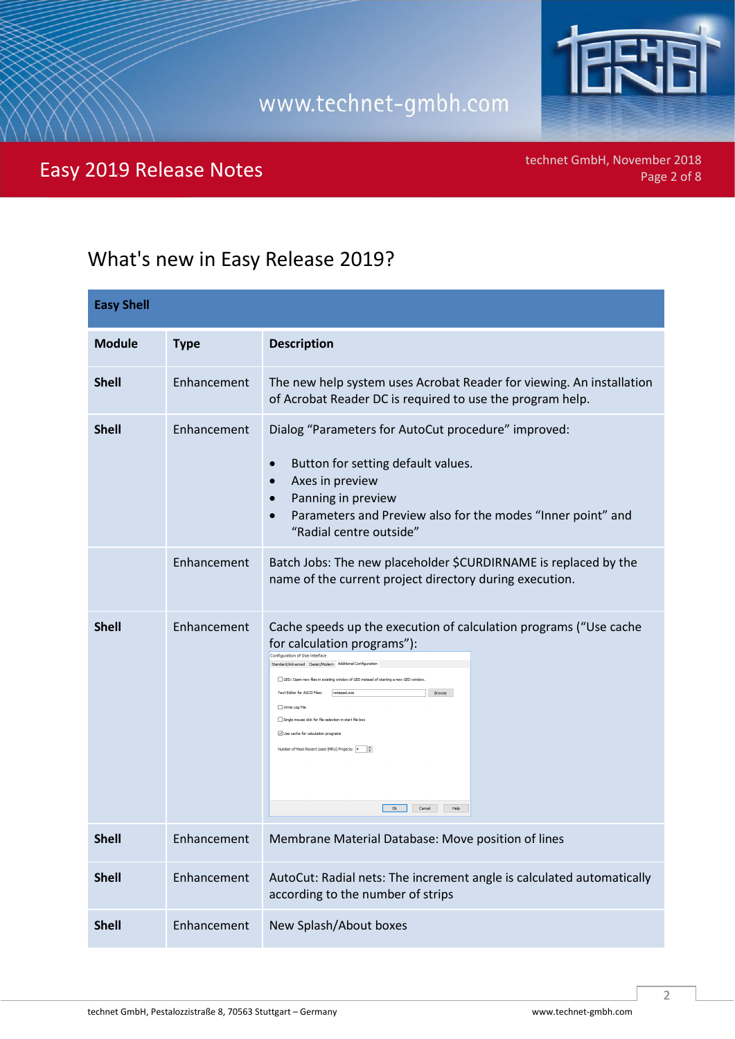## What's new in Easy Release 2019?

| **Easy Shell** | | |
|---|---|---|
| **Module** | **Type** | **Description** |
| **Shell** | Enhancement | The new help system uses Acrobat Reader for viewing. An installation of Acrobat Reader DC is required to use the program help. |
| **Shell** | Enhancement | Dialog “Parameters for AutoCut procedure” improved:<br>• Button for setting default values.<br>• Axes in preview<br>• Panning in preview<br>• Parameters and Preview also for the modes “Inner point” and “Radial centre outside” |
| | Enhancement | Batch Jobs: The new placeholder $CURDIRNAME is replaced by the name of the current project directory during execution. |
| **Shell** | Enhancement | Cache speeds up the execution of calculation programs (“Use cache for calculation programs”): |
| **Shell** | Enhancement | Membrane Material Database: Move position of lines |
| **Shell** | Enhancement | AutoCut: Radial nets: The increment angle is calculated automatically according to the number of strips |
| **Shell** | Enhancement | New Splash/About boxes |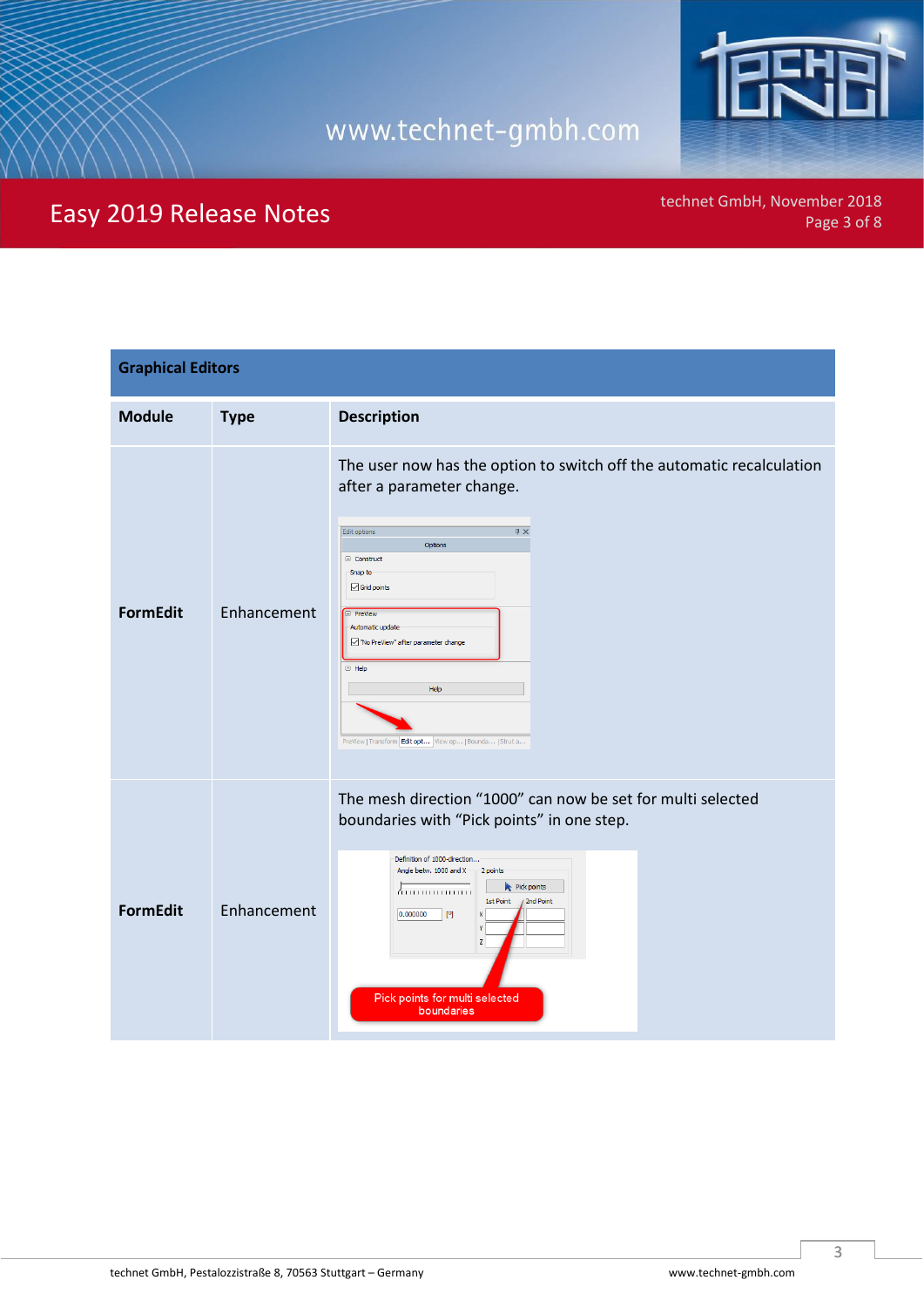| Graphical Editors | | |
|---|---|---|
| **Module** | **Type** | **Description** |
| **FormEdit** | Enhancement | The user now has the option to switch off the automatic recalculation after a parameter change. |
| **FormEdit** | Enhancement | The mesh direction “1000” can now be set for multi selected boundaries with “Pick points” in one step. |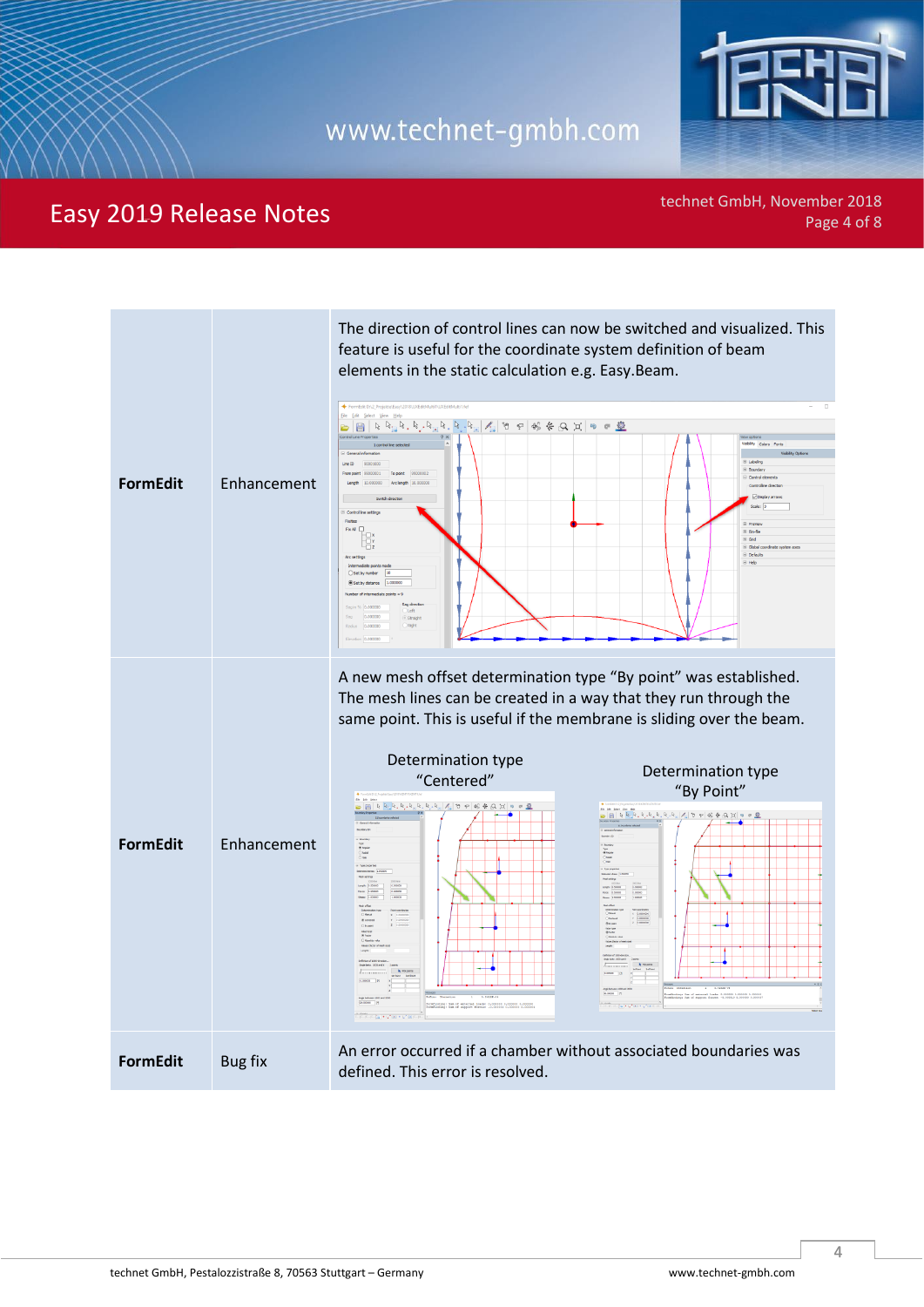| | | |
|---|---|---|
| **FormEdit** | Enhancement | The direction of control lines can now be switched and visualized. This feature is useful for the coordinate system definition of beam elements in the static calculation e.g. Easy.Beam. |
| **FormEdit** | Enhancement | A new mesh offset determination type "By point" was established. The mesh lines can be created in a way that they run through the same point. This is useful if the membrane is sliding over the beam.<br><br>Determination type "Centered" / Determination type "By Point" |
| **FormEdit** | Bug fix | An error occurred if a chamber without associated boundaries was defined. This error is resolved. |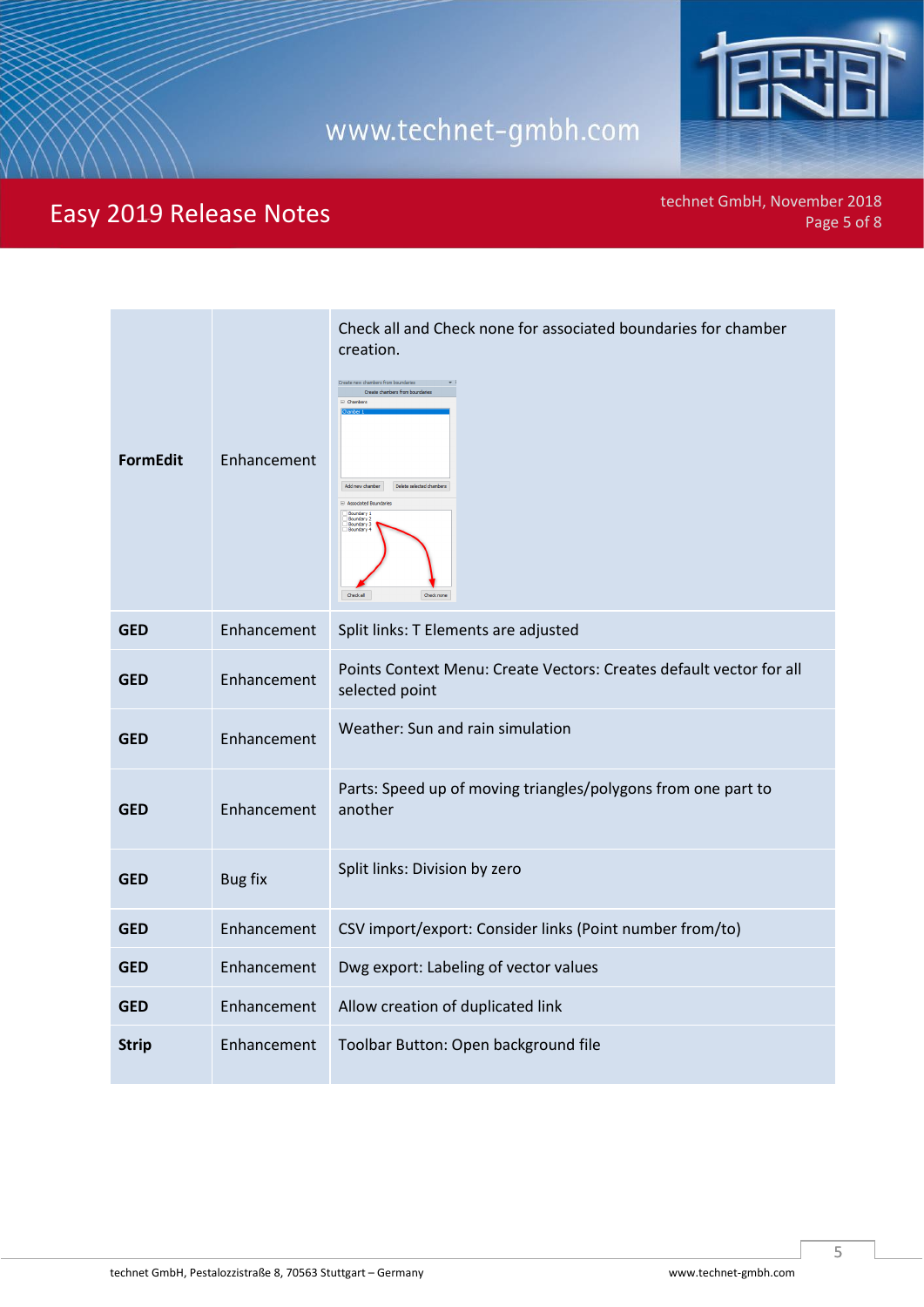| | | |
|---|---|---|
| **FormEdit** | Enhancement | Check all and Check none for associated boundaries for chamber creation. |
| **GED** | Enhancement | Split links: T Elements are adjusted |
| **GED** | Enhancement | Points Context Menu: Create Vectors: Creates default vector for all selected point |
| **GED** | Enhancement | Weather: Sun and rain simulation |
| **GED** | Enhancement | Parts: Speed up of moving triangles/polygons from one part to another |
| **GED** | Bug fix | Split links: Division by zero |
| **GED** | Enhancement | CSV import/export: Consider links (Point number from/to) |
| **GED** | Enhancement | Dwg export: Labeling of vector values |
| **GED** | Enhancement | Allow creation of duplicated link |
| **Strip** | Enhancement | Toolbar Button: Open background file |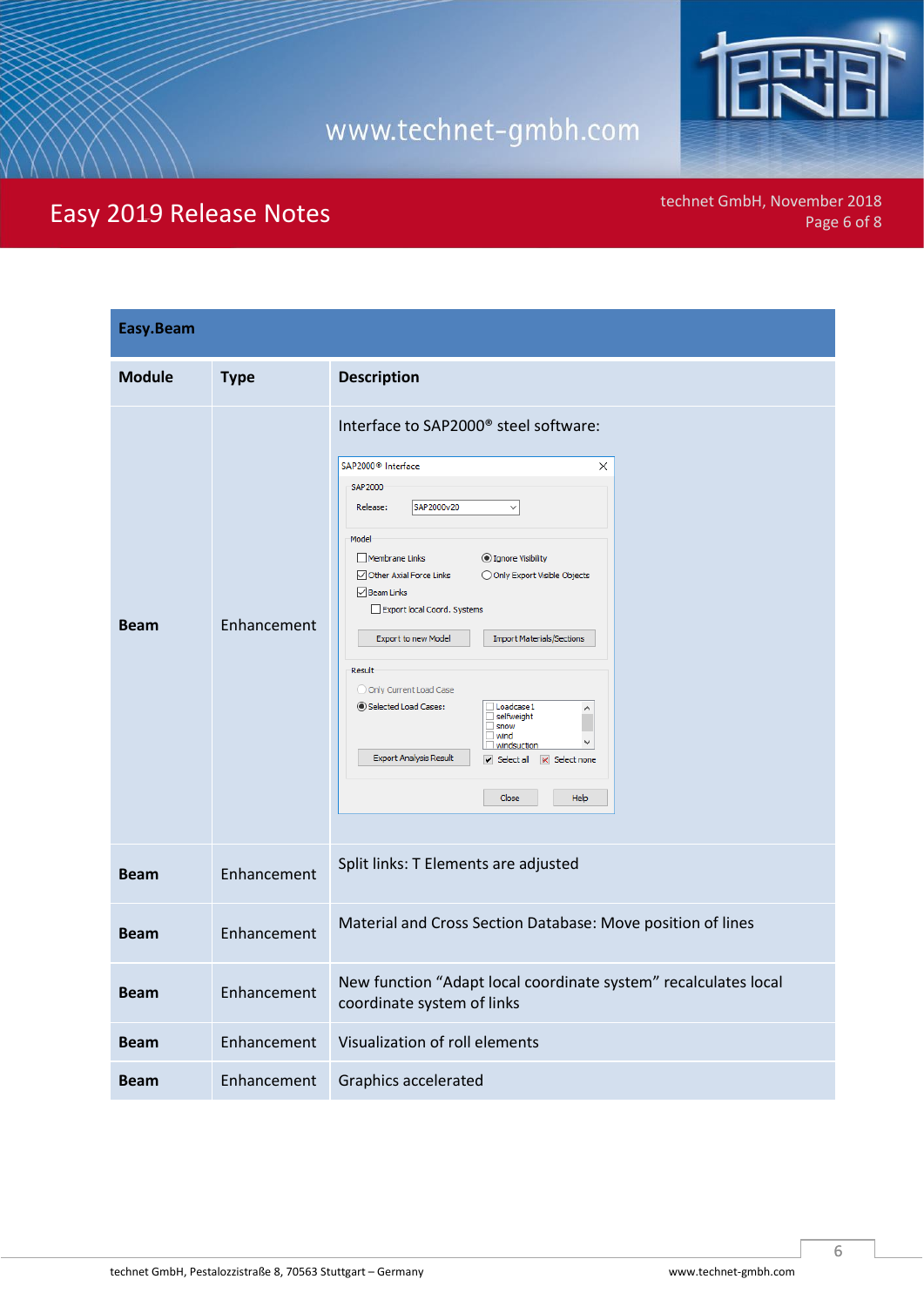| Easy.Beam | | |
|---|---|---|
| **Module** | **Type** | **Description** |
| **Beam** | Enhancement | Interface to SAP2000® steel software: |
| **Beam** | Enhancement | Split links: T Elements are adjusted |
| **Beam** | Enhancement | Material and Cross Section Database: Move position of lines |
| **Beam** | Enhancement | New function "Adapt local coordinate system" recalculates local coordinate system of links |
| **Beam** | Enhancement | Visualization of roll elements |
| **Beam** | Enhancement | Graphics accelerated |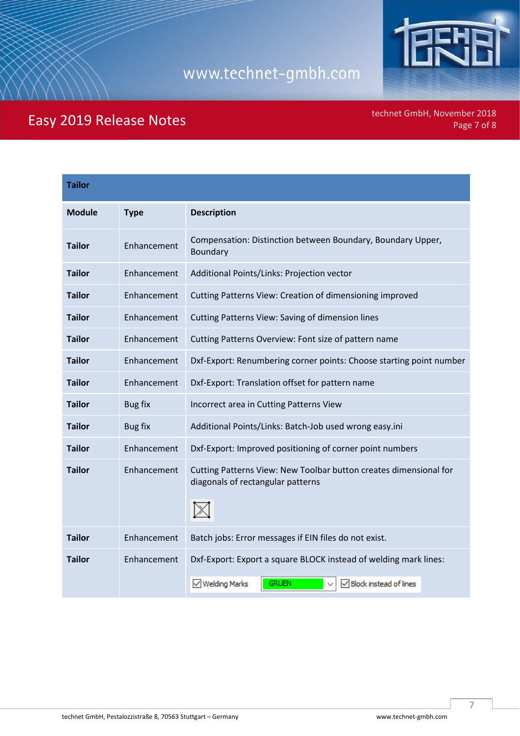| Tailor | | |
|---|---|---|
| **Module** | **Type** | **Description** |
| **Tailor** | Enhancement | Compensation: Distinction between Boundary, Boundary Upper, Boundary |
| **Tailor** | Enhancement | Additional Points/Links: Projection vector |
| **Tailor** | Enhancement | Cutting Patterns View: Creation of dimensioning improved |
| **Tailor** | Enhancement | Cutting Patterns View: Saving of dimension lines |
| **Tailor** | Enhancement | Cutting Patterns Overview: Font size of pattern name |
| **Tailor** | Enhancement | Dxf-Export: Renumbering corner points: Choose starting point number |
| **Tailor** | Enhancement | Dxf-Export: Translation offset for pattern name |
| **Tailor** | Bug fix | Incorrect area in Cutting Patterns View |
| **Tailor** | Bug fix | Additional Points/Links: Batch-Job used wrong easy.ini |
| **Tailor** | Enhancement | Dxf-Export: Improved positioning of corner point numbers |
| **Tailor** | Enhancement | Cutting Patterns View: New Toolbar button creates dimensional for diagonals of rectangular patterns |
| **Tailor** | Enhancement | Batch jobs: Error messages if EIN files do not exist. |
| **Tailor** | Enhancement | Dxf-Export: Export a square BLOCK instead of welding mark lines: Welding Marks GRUEN Block instead of lines |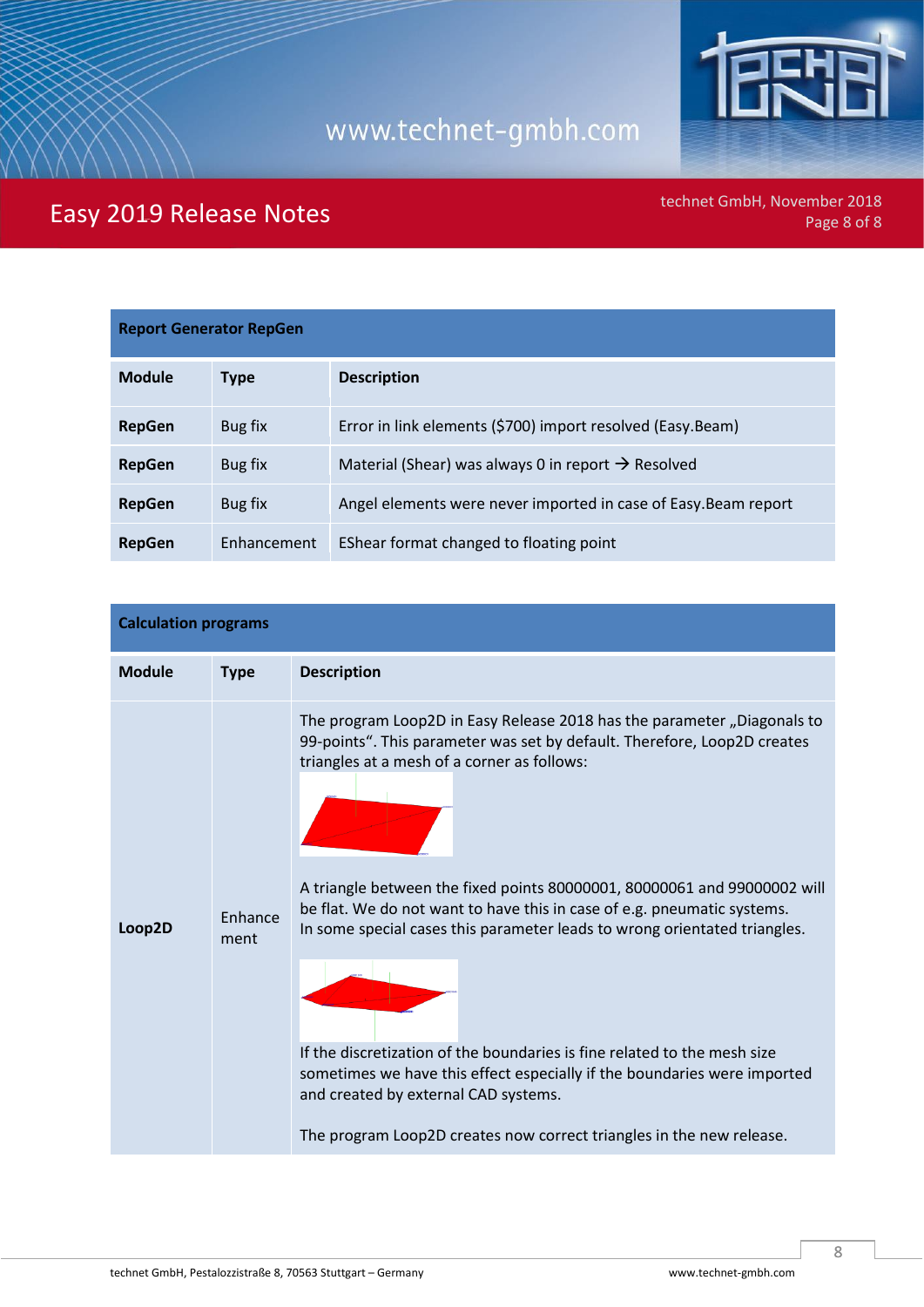| Report Generator RepGen | | |
|---|---|---|
| **Module** | **Type** | **Description** |
| **RepGen** | Bug fix | Error in link elements ($700) import resolved (Easy.Beam) |
| **RepGen** | Bug fix | Material (Shear) was always 0 in report → Resolved |
| **RepGen** | Bug fix | Angel elements were never imported in case of Easy.Beam report |
| **RepGen** | Enhancement | EShear format changed to floating point |

| Calculation programs | | |
|---|---|---|
| **Module** | **Type** | **Description** |
| **Loop2D** | Enhancement | The program Loop2D in Easy Release 2018 has the parameter „Diagonals to 99-points". This parameter was set by default. Therefore, Loop2D creates triangles at a mesh of a corner as follows:<br><br>A triangle between the fixed points 80000001, 80000061 and 99000002 will be flat. We do not want to have this in case of e.g. pneumatic systems.<br>In some special cases this parameter leads to wrong orientated triangles.<br><br>If the discretization of the boundaries is fine related to the mesh size sometimes we have this effect especially if the boundaries were imported and created by external CAD systems.<br><br>The program Loop2D creates now correct triangles in the new release. |